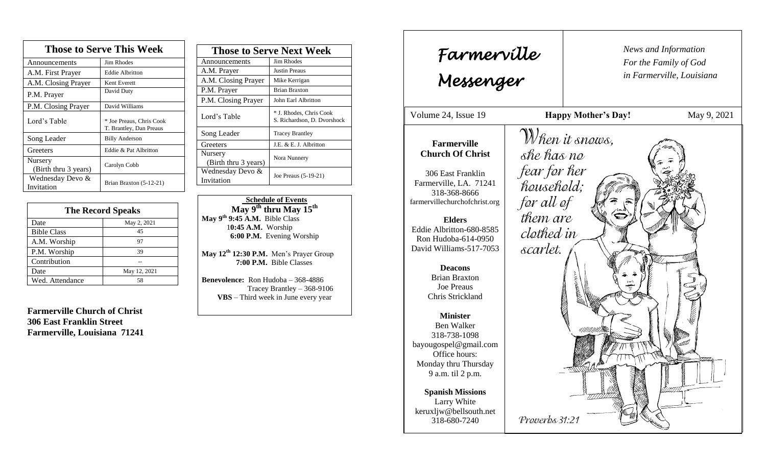## Those to Serve This Week

| Those to Serve This Week | |
|---|---|
| Announcements | Jim Rhodes |
| A.M. First Prayer | Eddie Albritton |
| A.M. Closing Prayer | Kent Everett |
| P.M. Prayer | David Duty |
| P.M. Closing Prayer | David Williams |
| Lord's Table | * Joe Preaus, Chris Cook T. Brantley, Dan Preaus |
| Song Leader | Billy Anderson |
| Greeters | Eddie & Pat Albritton |
| Nursery (Birth thru 3 years) | Carolyn Cobb |
| Wednesday Devo & Invitation | Brian Braxton (5-12-21) |

## The Record Speaks

| The Record Speaks | |
|---|---|
| Date | May 2, 2021 |
| Bible Class | 45 |
| A.M. Worship | 97 |
| P.M. Worship | 39 |
| Contribution | -- |
| Date | May 12, 2021 |
| Wed. Attendance | 58 |

**Farmerville Church of Christ**
**306 East Franklin Street**
**Farmerville, Louisiana 71241**

## Those to Serve Next Week

| Those to Serve Next Week | |
|---|---|
| Announcements | Jim Rhodes |
| A.M. Prayer | Justin Preaus |
| A.M. Closing Prayer | Mike Kerrigan |
| P.M. Prayer | Brian Braxton |
| P.M. Closing Prayer | John Earl Albritton |
| Lord's Table | * J. Rhodes, Chris Cook S. Richardson, D. Dvorshock |
| Song Leader | Tracey Brantley |
| Greeters | J.E. & E. J. Albritton |
| Nursery (Birth thru 3 years) | Nora Nunnery |
| Wednesday Devo & Invitation | Joe Preaus (5-19-21) |

**Schedule of Events**

**May 9th thru May 15th**

**May 9th 9:45 A.M.** Bible Class
**10:45 A.M.** Worship
**6:00 P.M.** Evening Worship

**May 12th 12:30 P.M.** Men's Prayer Group
**7:00 P.M.** Bible Classes

**Benevolence:** Ron Hudoba – 368-4886
Tracey Brantley – 368-9106
**VBS** – Third week in June every year

# *Farmerville Messenger*

*News and Information For the Family of God in Farmerville, Louisiana*

Volume 24, Issue 19 — **Happy Mother's Day!** — May 9, 2021

**Farmerville Church Of Christ**

306 East Franklin
Farmerville, LA. 71241
318-368-8666
farmervillechurchofchrist.org

**Elders**
Eddie Albritton-680-8585
Ron Hudoba-614-0950
David Williams-517-7053

**Deacons**
Brian Braxton
Joe Preaus
Chris Strickland

**Minister**
Ben Walker
318-738-1098
bayougospel@gmail.com
Office hours:
Monday thru Thursday
9 a.m. til 2 p.m.

**Spanish Missions**
Larry White
keruxljw@bellsouth.net
318-680-7240

*When it snows, she has no fear for her household; for all of them are clothed in scarlet.*

*Proverbs 31:21*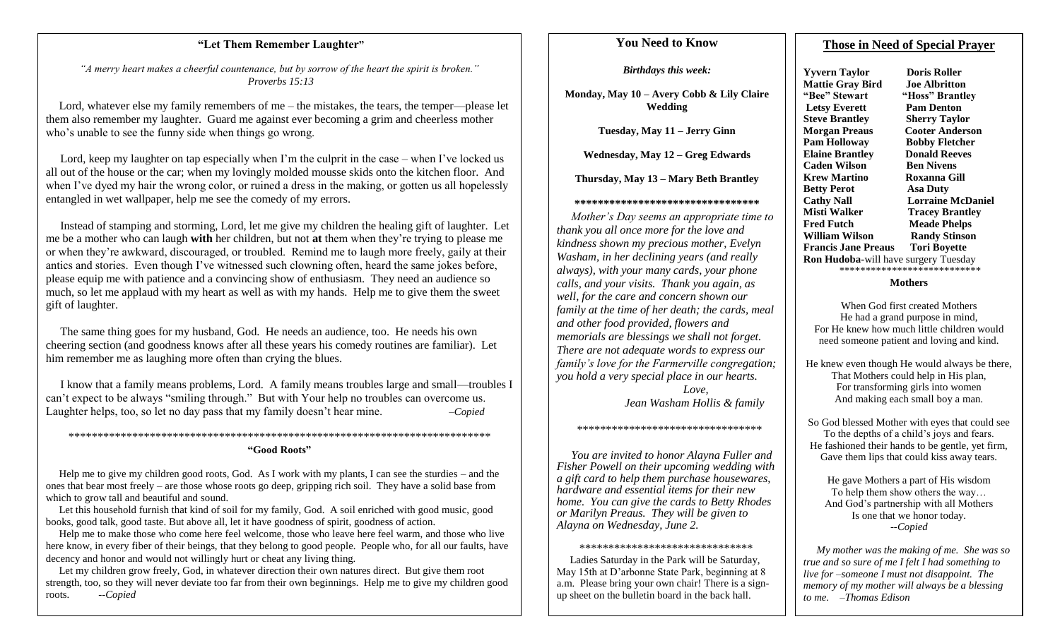## "Let Them Remember Laughter"

*"A merry heart makes a cheerful countenance, but by sorrow of the heart the spirit is broken." Proverbs 15:13*

Lord, whatever else my family remembers of me – the mistakes, the tears, the temper—please let them also remember my laughter. Guard me against ever becoming a grim and cheerless mother who's unable to see the funny side when things go wrong.

Lord, keep my laughter on tap especially when I'm the culprit in the case – when I've locked us all out of the house or the car; when my lovingly molded mousse skids onto the kitchen floor. And when I've dyed my hair the wrong color, or ruined a dress in the making, or gotten us all hopelessly entangled in wet wallpaper, help me see the comedy of my errors.

Instead of stamping and storming, Lord, let me give my children the healing gift of laughter. Let me be a mother who can laugh **with** her children, but not **at** them when they're trying to please me or when they're awkward, discouraged, or troubled. Remind me to laugh more freely, gaily at their antics and stories. Even though I've witnessed such clowning often, heard the same jokes before, please equip me with patience and a convincing show of enthusiasm. They need an audience so much, so let me applaud with my heart as well as with my hands. Help me to give them the sweet gift of laughter.

The same thing goes for my husband, God. He needs an audience, too. He needs his own cheering section (and goodness knows after all these years his comedy routines are familiar). Let him remember me as laughing more often than crying the blues.

I know that a family means problems, Lord. A family means troubles large and small—troubles I can't expect to be always "smiling through." But with Your help no troubles can overcome us. Laughter helps, too, so let no day pass that my family doesn't hear mine. *–Copied*

*****************************************************************************

## "Good Roots"

Help me to give my children good roots, God. As I work with my plants, I can see the sturdies – and the ones that bear most freely – are those whose roots go deep, gripping rich soil. They have a solid base from which to grow tall and beautiful and sound.

Let this household furnish that kind of soil for my family, God. A soil enriched with good music, good books, good talk, good taste. But above all, let it have goodness of spirit, goodness of action.

Help me to make those who come here feel welcome, those who leave here feel warm, and those who live here know, in every fiber of their beings, that they belong to good people. People who, for all our faults, have decency and honor and would not willingly hurt or cheat any living thing.

Let my children grow freely, God, in whatever direction their own natures direct. But give them root strength, too, so they will never deviate too far from their own beginnings. Help me to give my children good roots. *--Copied*

## You Need to Know

***Birthdays this week:***

**Monday, May 10 – Avery Cobb & Lily Claire Wedding**

**Tuesday, May 11 – Jerry Ginn**

**Wednesday, May 12 – Greg Edwards**

**Thursday, May 13 – Mary Beth Brantley**

**********************************

*Mother's Day seems an appropriate time to thank you all once more for the love and kindness shown my precious mother, Evelyn Washam, in her declining years (and really always), with your many cards, your phone calls, and your visits. Thank you again, as well, for the care and concern shown our family at the time of her death; the cards, meal and other food provided, flowers and memorials are blessings we shall not forget. There are not adequate words to express our family's love for the Farmerville congregation; you hold a very special place in our hearts.*

*Love,*
*Jean Washam Hollis & family*

**********************************

*You are invited to honor Alayna Fuller and Fisher Powell on their upcoming wedding with a gift card to help them purchase housewares, hardware and essential items for their new home. You can give the cards to Betty Rhodes or Marilyn Preaus. They will be given to Alayna on Wednesday, June 2.*

*******************************

Ladies Saturday in the Park will be Saturday, May 15th at D'arbonne State Park, beginning at 8 a.m. Please bring your own chair! There is a sign-up sheet on the bulletin board in the back hall.

## Those in Need of Special Prayer

| | |
|---|---|
| **Yyvern Taylor** | **Doris Roller** |
| **Mattie Gray Bird** | **Joe Albritton** |
| **"Bee" Stewart** | **"Hoss" Brantley** |
| **Letsy Everett** | **Pam Denton** |
| **Steve Brantley** | **Sherry Taylor** |
| **Morgan Preaus** | **Cooter Anderson** |
| **Pam Holloway** | **Bobby Fletcher** |
| **Elaine Brantley** | **Donald Reeves** |
| **Caden Wilson** | **Ben Nivens** |
| **Krew Martino** | **Roxanna Gill** |
| **Betty Perot** | **Asa Duty** |
| **Cathy Nall** | **Lorraine McDaniel** |
| **Misti Walker** | **Tracey Brantley** |
| **Fred Futch** | **Meade Phelps** |
| **William Wilson** | **Randy Stinson** |
| **Francis Jane Preaus** | **Tori Boyette** |

**Ron Hudoba**-will have surgery Tuesday

***************************

### Mothers

When God first created Mothers
He had a grand purpose in mind,
For He knew how much little children would
need someone patient and loving and kind.

He knew even though He would always be there,
That Mothers could help in His plan,
For transforming girls into women
And making each small boy a man.

So God blessed Mother with eyes that could see
To the depths of a child's joys and fears.
He fashioned their hands to be gentle, yet firm,
Gave them lips that could kiss away tears.

He gave Mothers a part of His wisdom
To help them show others the way…
And God's partnership with all Mothers
Is one that we honor today.
*--Copied*

*My mother was the making of me. She was so true and so sure of me I felt I had something to live for –someone I must not disappoint. The memory of my mother will always be a blessing to me. –Thomas Edison*